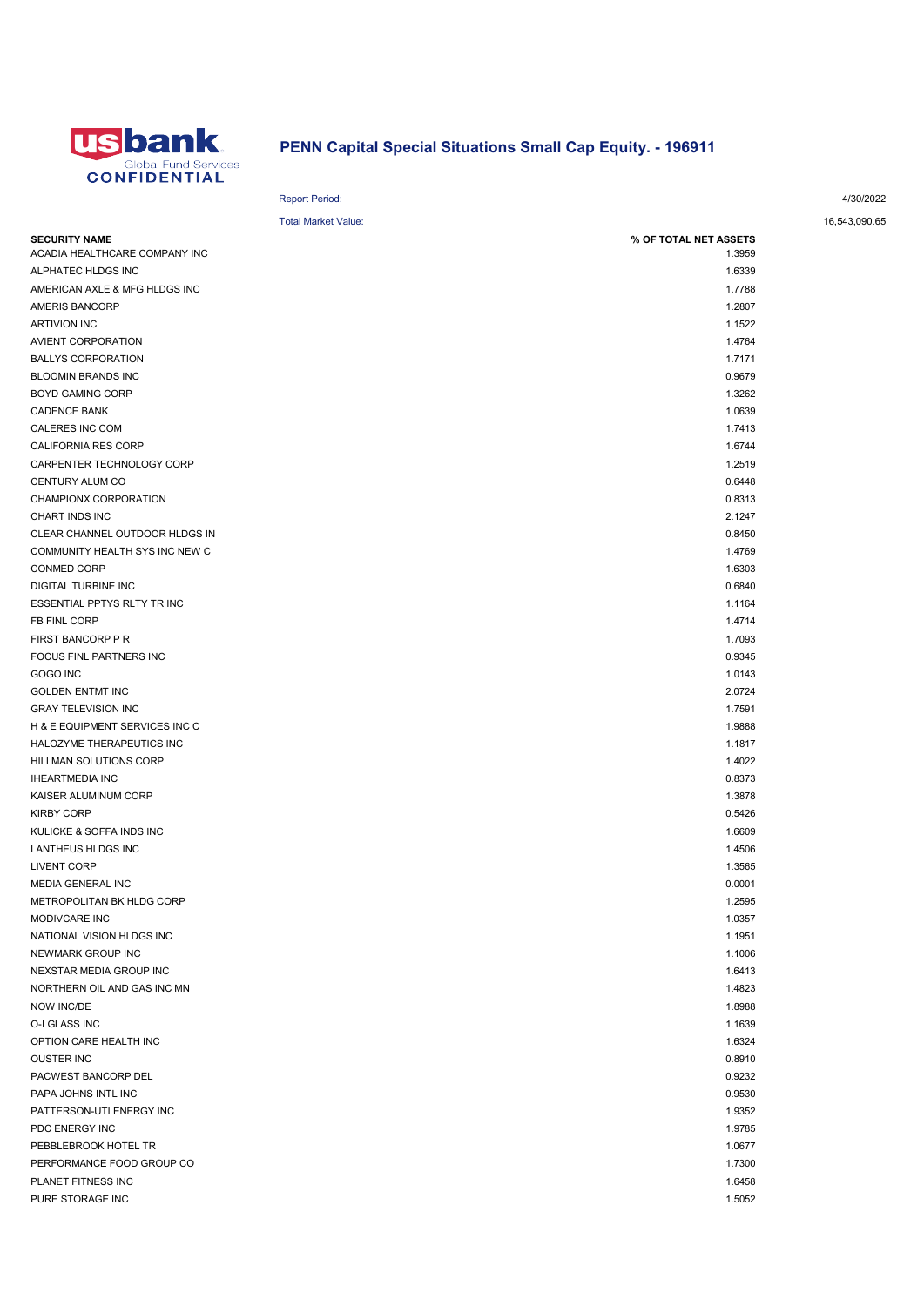usbank Global Fund Services CONFIDENTIAL

# PENN Capital Special Situations Small Cap Equity. - 196911

Report Period: 4/30/2022

Total Market Value: 16,543,090.65

| SECURITY NAME | % OF TOTAL NET ASSETS |
|---|---|
| ACADIA HEALTHCARE COMPANY INC | 1.3959 |
| ALPHATEC HLDGS INC | 1.6339 |
| AMERICAN AXLE & MFG HLDGS INC | 1.7788 |
| AMERIS BANCORP | 1.2807 |
| ARTIVION INC | 1.1522 |
| AVIENT CORPORATION | 1.4764 |
| BALLYS CORPORATION | 1.7171 |
| BLOOMIN BRANDS INC | 0.9679 |
| BOYD GAMING CORP | 1.3262 |
| CADENCE BANK | 1.0639 |
| CALERES INC COM | 1.7413 |
| CALIFORNIA RES CORP | 1.6744 |
| CARPENTER TECHNOLOGY CORP | 1.2519 |
| CENTURY ALUM CO | 0.6448 |
| CHAMPIONX CORPORATION | 0.8313 |
| CHART INDS INC | 2.1247 |
| CLEAR CHANNEL OUTDOOR HLDGS IN | 0.8450 |
| COMMUNITY HEALTH SYS INC NEW C | 1.4769 |
| CONMED CORP | 1.6303 |
| DIGITAL TURBINE INC | 0.6840 |
| ESSENTIAL PPTYS RLTY TR INC | 1.1164 |
| FB FINL CORP | 1.4714 |
| FIRST BANCORP P R | 1.7093 |
| FOCUS FINL PARTNERS INC | 0.9345 |
| GOGO INC | 1.0143 |
| GOLDEN ENTMT INC | 2.0724 |
| GRAY TELEVISION INC | 1.7591 |
| H & E EQUIPMENT SERVICES INC C | 1.9888 |
| HALOZYME THERAPEUTICS INC | 1.1817 |
| HILLMAN SOLUTIONS CORP | 1.4022 |
| IHEARTMEDIA INC | 0.8373 |
| KAISER ALUMINUM CORP | 1.3878 |
| KIRBY CORP | 0.5426 |
| KULICKE & SOFFA INDS INC | 1.6609 |
| LANTHEUS HLDGS INC | 1.4506 |
| LIVENT CORP | 1.3565 |
| MEDIA GENERAL INC | 0.0001 |
| METROPOLITAN BK HLDG CORP | 1.2595 |
| MODIVCARE INC | 1.0357 |
| NATIONAL VISION HLDGS INC | 1.1951 |
| NEWMARK GROUP INC | 1.1006 |
| NEXSTAR MEDIA GROUP INC | 1.6413 |
| NORTHERN OIL AND GAS INC MN | 1.4823 |
| NOW INC/DE | 1.8988 |
| O-I GLASS INC | 1.1639 |
| OPTION CARE HEALTH INC | 1.6324 |
| OUSTER INC | 0.8910 |
| PACWEST BANCORP DEL | 0.9232 |
| PAPA JOHNS INTL INC | 0.9530 |
| PATTERSON-UTI ENERGY INC | 1.9352 |
| PDC ENERGY INC | 1.9785 |
| PEBBLEBROOK HOTEL TR | 1.0677 |
| PERFORMANCE FOOD GROUP CO | 1.7300 |
| PLANET FITNESS INC | 1.6458 |
| PURE STORAGE INC | 1.5052 |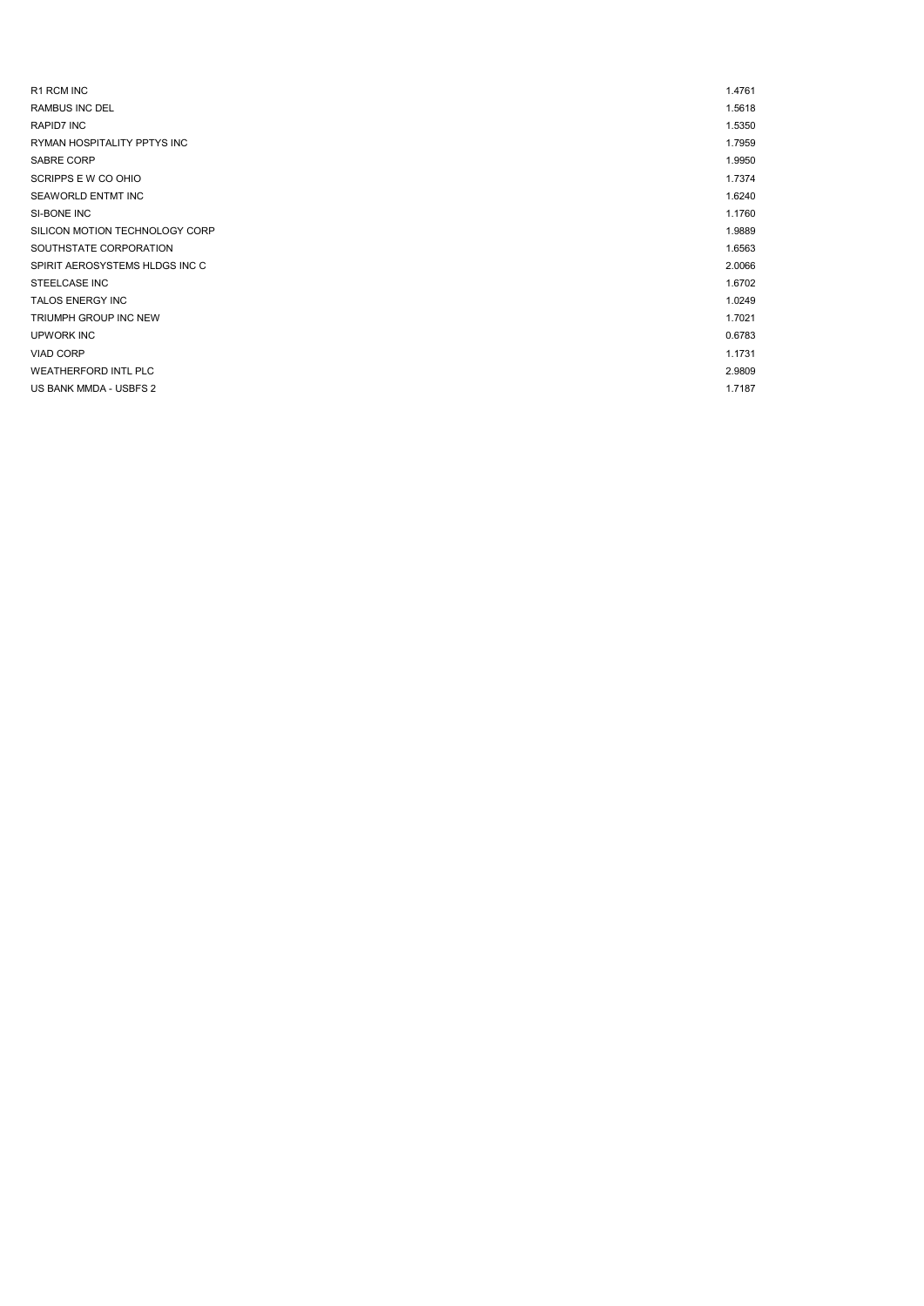| | |
|---|---|
| R1 RCM INC | 1.4761 |
| RAMBUS INC DEL | 1.5618 |
| RAPID7 INC | 1.5350 |
| RYMAN HOSPITALITY PPTYS INC | 1.7959 |
| SABRE CORP | 1.9950 |
| SCRIPPS E W CO OHIO | 1.7374 |
| SEAWORLD ENTMT INC | 1.6240 |
| SI-BONE INC | 1.1760 |
| SILICON MOTION TECHNOLOGY CORP | 1.9889 |
| SOUTHSTATE CORPORATION | 1.6563 |
| SPIRIT AEROSYSTEMS HLDGS INC C | 2.0066 |
| STEELCASE INC | 1.6702 |
| TALOS ENERGY INC | 1.0249 |
| TRIUMPH GROUP INC NEW | 1.7021 |
| UPWORK INC | 0.6783 |
| VIAD CORP | 1.1731 |
| WEATHERFORD INTL PLC | 2.9809 |
| US BANK MMDA - USBFS 2 | 1.7187 |